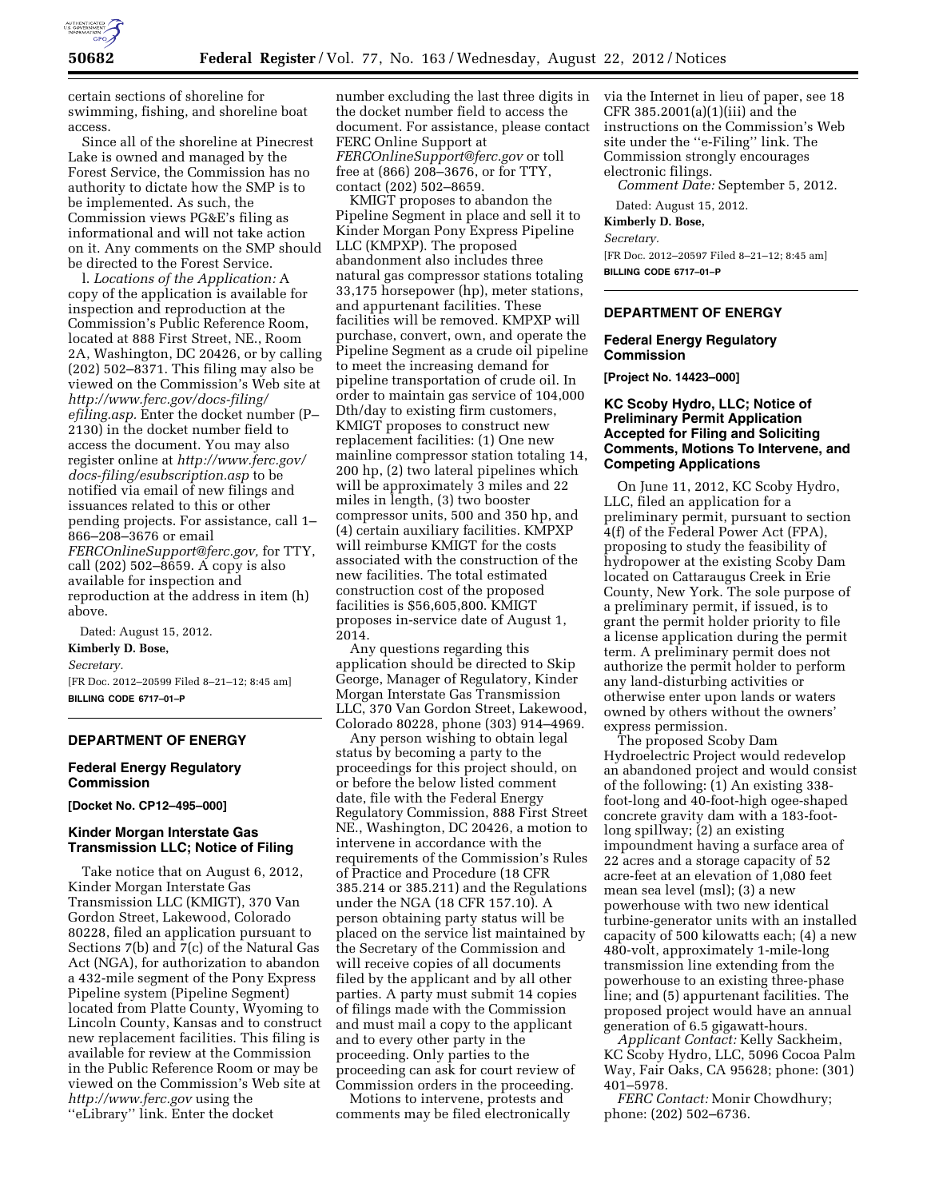certain sections of shoreline for swimming, fishing, and shoreline boat access.

Since all of the shoreline at Pinecrest Lake is owned and managed by the Forest Service, the Commission has no authority to dictate how the SMP is to be implemented. As such, the Commission views PG&E's filing as informational and will not take action on it. Any comments on the SMP should be directed to the Forest Service.

l. *Locations of the Application:* A copy of the application is available for inspection and reproduction at the Commission's Public Reference Room, located at 888 First Street, NE., Room 2A, Washington, DC 20426, or by calling (202) 502–8371. This filing may also be viewed on the Commission's Web site at *http://www.ferc.gov/docs-filing/efiling.asp.* Enter the docket number (P–2130) in the docket number field to access the document. You may also register online at *http://www.ferc.gov/docs-filing/esubscription.asp* to be notified via email of new filings and issuances related to this or other pending projects. For assistance, call 1–866–208–3676 or email *FERCOnlineSupport@ferc.gov,* for TTY, call (202) 502–8659. A copy is also available for inspection and reproduction at the address in item (h) above.

Dated: August 15, 2012.

**Kimberly D. Bose,**

*Secretary.*

[FR Doc. 2012–20599 Filed 8–21–12; 8:45 am]

**BILLING CODE 6717–01–P**

## DEPARTMENT OF ENERGY

### Federal Energy Regulatory Commission

**[Docket No. CP12–495–000]**

### Kinder Morgan Interstate Gas Transmission LLC; Notice of Filing

Take notice that on August 6, 2012, Kinder Morgan Interstate Gas Transmission LLC (KMIGT), 370 Van Gordon Street, Lakewood, Colorado 80228, filed an application pursuant to Sections 7(b) and 7(c) of the Natural Gas Act (NGA), for authorization to abandon a 432-mile segment of the Pony Express Pipeline system (Pipeline Segment) located from Platte County, Wyoming to Lincoln County, Kansas and to construct new replacement facilities. This filing is available for review at the Commission in the Public Reference Room or may be viewed on the Commission's Web site at *http://www.ferc.gov* using the ''eLibrary'' link. Enter the docket number excluding the last three digits in the docket number field to access the document. For assistance, please contact FERC Online Support at *FERCOnlineSupport@ferc.gov* or toll free at (866) 208–3676, or for TTY, contact (202) 502–8659.

KMIGT proposes to abandon the Pipeline Segment in place and sell it to Kinder Morgan Pony Express Pipeline LLC (KMPXP). The proposed abandonment also includes three natural gas compressor stations totaling 33,175 horsepower (hp), meter stations, and appurtenant facilities. These facilities will be removed. KMPXP will purchase, convert, own, and operate the Pipeline Segment as a crude oil pipeline to meet the increasing demand for pipeline transportation of crude oil. In order to maintain gas service of 104,000 Dth/day to existing firm customers, KMIGT proposes to construct new replacement facilities: (1) One new mainline compressor station totaling 14, 200 hp, (2) two lateral pipelines which will be approximately 3 miles and 22 miles in length, (3) two booster compressor units, 500 and 350 hp, and (4) certain auxiliary facilities. KMPXP will reimburse KMIGT for the costs associated with the construction of the new facilities. The total estimated construction cost of the proposed facilities is $56,605,800. KMIGT proposes in-service date of August 1, 2014.

Any questions regarding this application should be directed to Skip George, Manager of Regulatory, Kinder Morgan Interstate Gas Transmission LLC, 370 Van Gordon Street, Lakewood, Colorado 80228, phone (303) 914–4969.

Any person wishing to obtain legal status by becoming a party to the proceedings for this project should, on or before the below listed comment date, file with the Federal Energy Regulatory Commission, 888 First Street NE., Washington, DC 20426, a motion to intervene in accordance with the requirements of the Commission's Rules of Practice and Procedure (18 CFR 385.214 or 385.211) and the Regulations under the NGA (18 CFR 157.10). A person obtaining party status will be placed on the service list maintained by the Secretary of the Commission and will receive copies of all documents filed by the applicant and by all other parties. A party must submit 14 copies of filings made with the Commission and must mail a copy to the applicant and to every other party in the proceeding. Only parties to the proceeding can ask for court review of Commission orders in the proceeding.

Motions to intervene, protests and comments may be filed electronically via the Internet in lieu of paper, see 18 CFR 385.2001(a)(1)(iii) and the instructions on the Commission's Web site under the ''e-Filing'' link. The Commission strongly encourages electronic filings.

*Comment Date:* September 5, 2012.

Dated: August 15, 2012.

**Kimberly D. Bose,**

*Secretary.*

[FR Doc. 2012–20597 Filed 8–21–12; 8:45 am]

**BILLING CODE 6717–01–P**

## DEPARTMENT OF ENERGY

### Federal Energy Regulatory Commission

**[Project No. 14423–000]**

### KC Scoby Hydro, LLC; Notice of Preliminary Permit Application Accepted for Filing and Soliciting Comments, Motions To Intervene, and Competing Applications

On June 11, 2012, KC Scoby Hydro, LLC, filed an application for a preliminary permit, pursuant to section 4(f) of the Federal Power Act (FPA), proposing to study the feasibility of hydropower at the existing Scoby Dam located on Cattaraugus Creek in Erie County, New York. The sole purpose of a preliminary permit, if issued, is to grant the permit holder priority to file a license application during the permit term. A preliminary permit does not authorize the permit holder to perform any land-disturbing activities or otherwise enter upon lands or waters owned by others without the owners' express permission.

The proposed Scoby Dam Hydroelectric Project would redevelop an abandoned project and would consist of the following: (1) An existing 338-foot-long and 40-foot-high ogee-shaped concrete gravity dam with a 183-foot-long spillway; (2) an existing impoundment having a surface area of 22 acres and a storage capacity of 52 acre-feet at an elevation of 1,080 feet mean sea level (msl); (3) a new powerhouse with two new identical turbine-generator units with an installed capacity of 500 kilowatts each; (4) a new 480-volt, approximately 1-mile-long transmission line extending from the powerhouse to an existing three-phase line; and (5) appurtenant facilities. The proposed project would have an annual generation of 6.5 gigawatt-hours.

*Applicant Contact:* Kelly Sackheim, KC Scoby Hydro, LLC, 5096 Cocoa Palm Way, Fair Oaks, CA 95628; phone: (301) 401–5978.

*FERC Contact:* Monir Chowdhury; phone: (202) 502–6736.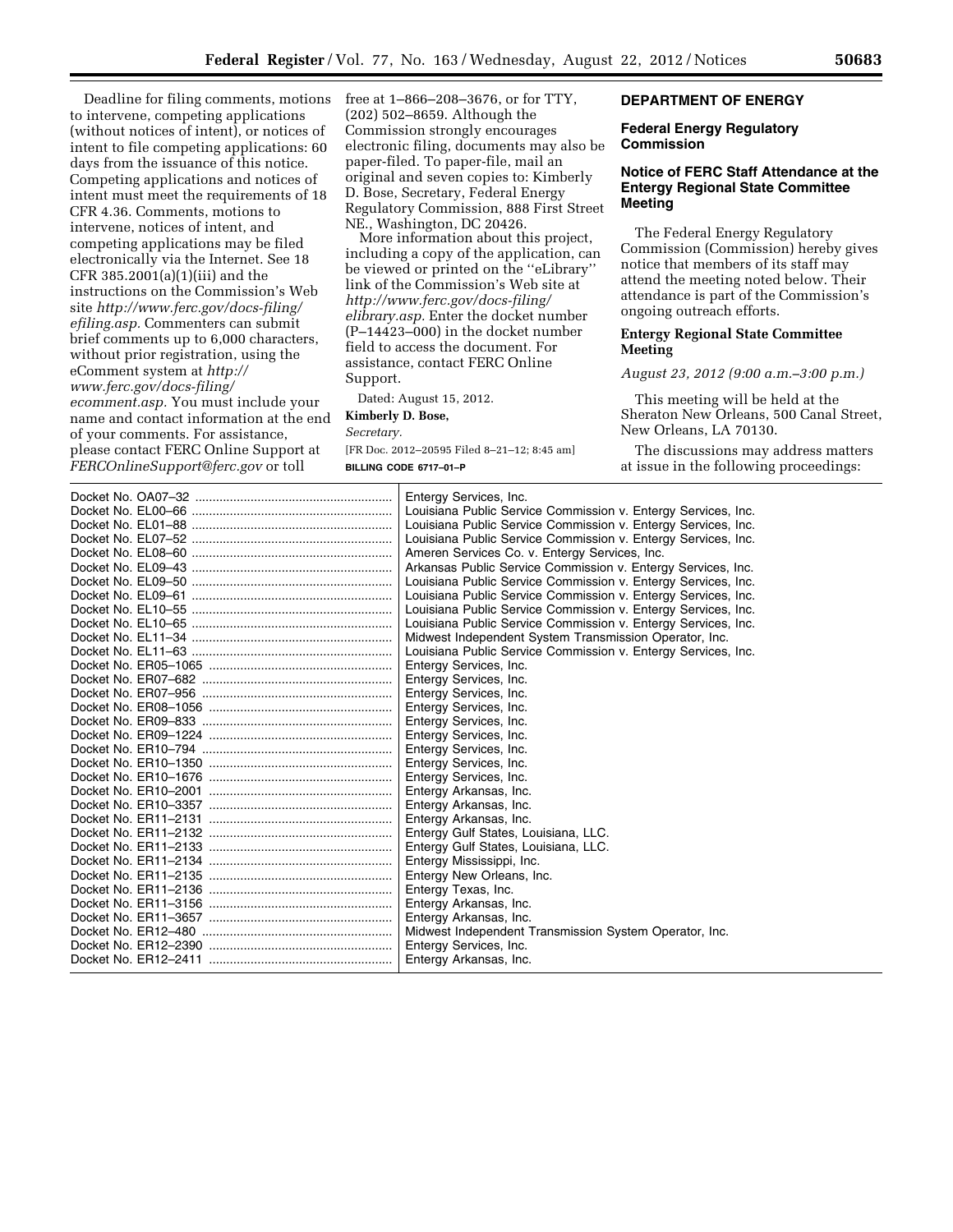Deadline for filing comments, motions to intervene, competing applications (without notices of intent), or notices of intent to file competing applications: 60 days from the issuance of this notice. Competing applications and notices of intent must meet the requirements of 18 CFR 4.36. Comments, motions to intervene, notices of intent, and competing applications may be filed electronically via the Internet. See 18 CFR 385.2001(a)(1)(iii) and the instructions on the Commission's Web site *http://www.ferc.gov/docs-filing/efiling.asp.* Commenters can submit brief comments up to 6,000 characters, without prior registration, using the eComment system at *http://www.ferc.gov/docs-filing/ecomment.asp.* You must include your name and contact information at the end of your comments. For assistance, please contact FERC Online Support at *FERCOnlineSupport@ferc.gov* or toll free at 1–866–208–3676, or for TTY, (202) 502–8659. Although the Commission strongly encourages electronic filing, documents may also be paper-filed. To paper-file, mail an original and seven copies to: Kimberly D. Bose, Secretary, Federal Energy Regulatory Commission, 888 First Street NE., Washington, DC 20426.

More information about this project, including a copy of the application, can be viewed or printed on the ''eLibrary'' link of the Commission's Web site at *http://www.ferc.gov/docs-filing/elibrary.asp.* Enter the docket number (P–14423–000) in the docket number field to access the document. For assistance, contact FERC Online Support.

Dated: August 15, 2012.

**Kimberly D. Bose,**

*Secretary.*

[FR Doc. 2012–20595 Filed 8–21–12; 8:45 am]

**BILLING CODE 6717–01–P**

## DEPARTMENT OF ENERGY

### Federal Energy Regulatory Commission

### Notice of FERC Staff Attendance at the Entergy Regional State Committee Meeting

The Federal Energy Regulatory Commission (Commission) hereby gives notice that members of its staff may attend the meeting noted below. Their attendance is part of the Commission's ongoing outreach efforts.

#### Entergy Regional State Committee Meeting

*August 23, 2012 (9:00 a.m.–3:00 p.m.)*

This meeting will be held at the Sheraton New Orleans, 500 Canal Street, New Orleans, LA 70130.

The discussions may address matters at issue in the following proceedings:

| | |
|---|---|
| Docket No. OA07–32 | Entergy Services, Inc. |
| Docket No. EL00–66 | Louisiana Public Service Commission v. Entergy Services, Inc. |
| Docket No. EL01–88 | Louisiana Public Service Commission v. Entergy Services, Inc. |
| Docket No. EL07–52 | Louisiana Public Service Commission v. Entergy Services, Inc. |
| Docket No. EL08–60 | Ameren Services Co. v. Entergy Services, Inc. |
| Docket No. EL09–43 | Arkansas Public Service Commission v. Entergy Services, Inc. |
| Docket No. EL09–50 | Louisiana Public Service Commission v. Entergy Services, Inc. |
| Docket No. EL09–61 | Louisiana Public Service Commission v. Entergy Services, Inc. |
| Docket No. EL10–55 | Louisiana Public Service Commission v. Entergy Services, Inc. |
| Docket No. EL10–65 | Louisiana Public Service Commission v. Entergy Services, Inc. |
| Docket No. EL11–34 | Midwest Independent System Transmission Operator, Inc. |
| Docket No. EL11–63 | Louisiana Public Service Commission v. Entergy Services, Inc. |
| Docket No. ER05–1065 | Entergy Services, Inc. |
| Docket No. ER07–682 | Entergy Services, Inc. |
| Docket No. ER07–956 | Entergy Services, Inc. |
| Docket No. ER08–1056 | Entergy Services, Inc. |
| Docket No. ER09–833 | Entergy Services, Inc. |
| Docket No. ER09–1224 | Entergy Services, Inc. |
| Docket No. ER10–794 | Entergy Services, Inc. |
| Docket No. ER10–1350 | Entergy Services, Inc. |
| Docket No. ER10–1676 | Entergy Services, Inc. |
| Docket No. ER10–2001 | Entergy Arkansas, Inc. |
| Docket No. ER10–3357 | Entergy Arkansas, Inc. |
| Docket No. ER11–2131 | Entergy Arkansas, Inc. |
| Docket No. ER11–2132 | Entergy Gulf States, Louisiana, LLC. |
| Docket No. ER11–2133 | Entergy Gulf States, Louisiana, LLC. |
| Docket No. ER11–2134 | Entergy Mississippi, Inc. |
| Docket No. ER11–2135 | Entergy New Orleans, Inc. |
| Docket No. ER11–2136 | Entergy Texas, Inc. |
| Docket No. ER11–3156 | Entergy Arkansas, Inc. |
| Docket No. ER11–3657 | Entergy Arkansas, Inc. |
| Docket No. ER12–480 | Midwest Independent Transmission System Operator, Inc. |
| Docket No. ER12–2390 | Entergy Services, Inc. |
| Docket No. ER12–2411 | Entergy Arkansas, Inc. |